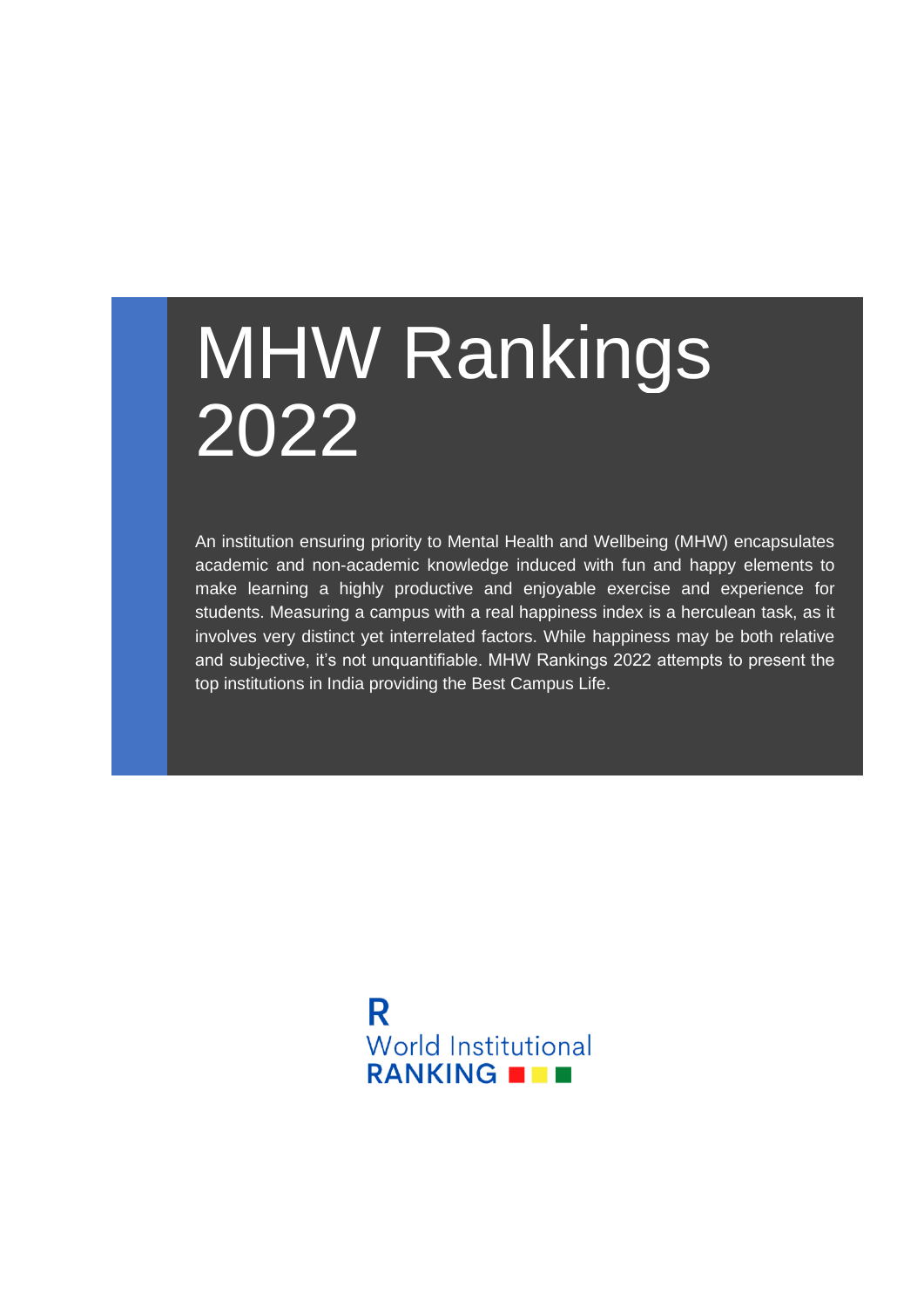# MHW Rankings 2022

An institution ensuring priority to Mental Health and Wellbeing (MHW) encapsulates academic and non-academic knowledge induced with fun and happy elements to make learning a highly productive and enjoyable exercise and experience for students. Measuring a campus with a real happiness index is a herculean task, as it involves very distinct yet interrelated factors. While happiness may be both relative and subjective, it's not unquantifiable. MHW Rankings 2022 attempts to present the top institutions in India providing the Best Campus Life.

R
World Institutional
RANKING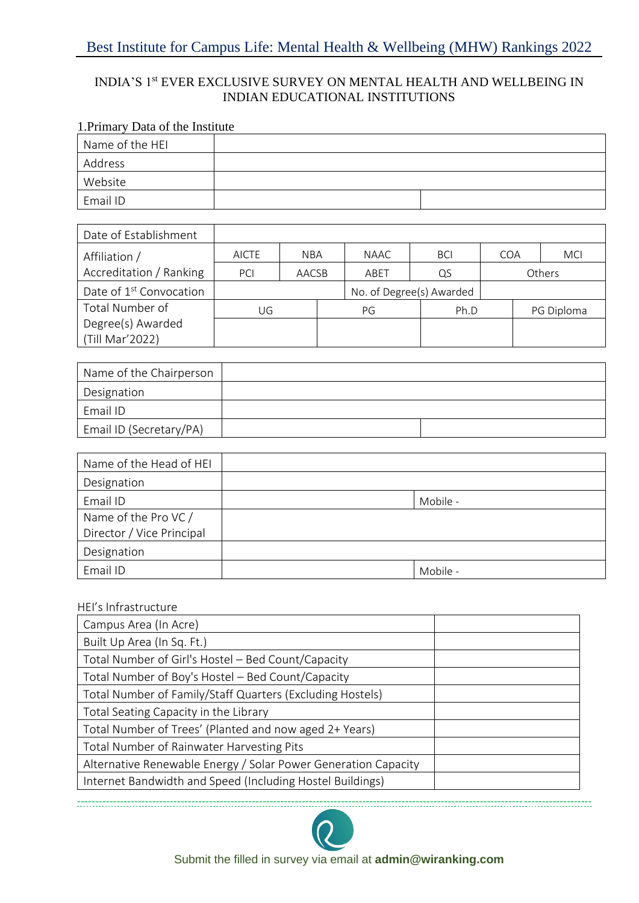# Best Institute for Campus Life: Mental Health & Wellbeing (MHW) Rankings 2022

INDIA'S 1st EVER EXCLUSIVE SURVEY ON MENTAL HEALTH AND WELLBEING IN INDIAN EDUCATIONAL INSTITUTIONS

## 1.Primary Data of the Institute

| Name of the HEI | | |
|---|---|---|
| Address | | |
| Website | | |
| Email ID | | |

| Date of Establishment | | | | | | |
|---|---|---|---|---|---|---|
| Affiliation / Accreditation / Ranking | AICTE | NBA | NAAC | BCI | COA | MCI |
| | PCI | AACSB | ABET | QS | Others | |
| Date of 1st Convocation | | | No. of Degree(s) Awarded | | | |

| Total Number of Degree(s) Awarded (Till Mar'2022) | UG | PG | Ph.D | PG Diploma |
|---|---|---|---|---|
| | | | | |

| Name of the Chairperson | | |
|---|---|---|
| Designation | | |
| Email ID | | |
| Email ID (Secretary/PA) | | |

| Name of the Head of HEI | | |
|---|---|---|
| Designation | | |
| Email ID | | Mobile - |
| Name of the Pro VC / Director / Vice Principal | | |
| Designation | | |
| Email ID | | Mobile - |

HEI's Infrastructure

| Campus Area (In Acre) | |
|---|---|
| Built Up Area (In Sq. Ft.) | |
| Total Number of Girl's Hostel – Bed Count/Capacity | |
| Total Number of Boy's Hostel – Bed Count/Capacity | |
| Total Number of Family/Staff Quarters (Excluding Hostels) | |
| Total Seating Capacity in the Library | |
| Total Number of Trees' (Planted and now aged 2+ Years) | |
| Total Number of Rainwater Harvesting Pits | |
| Alternative Renewable Energy / Solar Power Generation Capacity | |
| Internet Bandwidth and Speed (Including Hostel Buildings) | |

Submit the filled in survey via email at **admin@wiranking.com**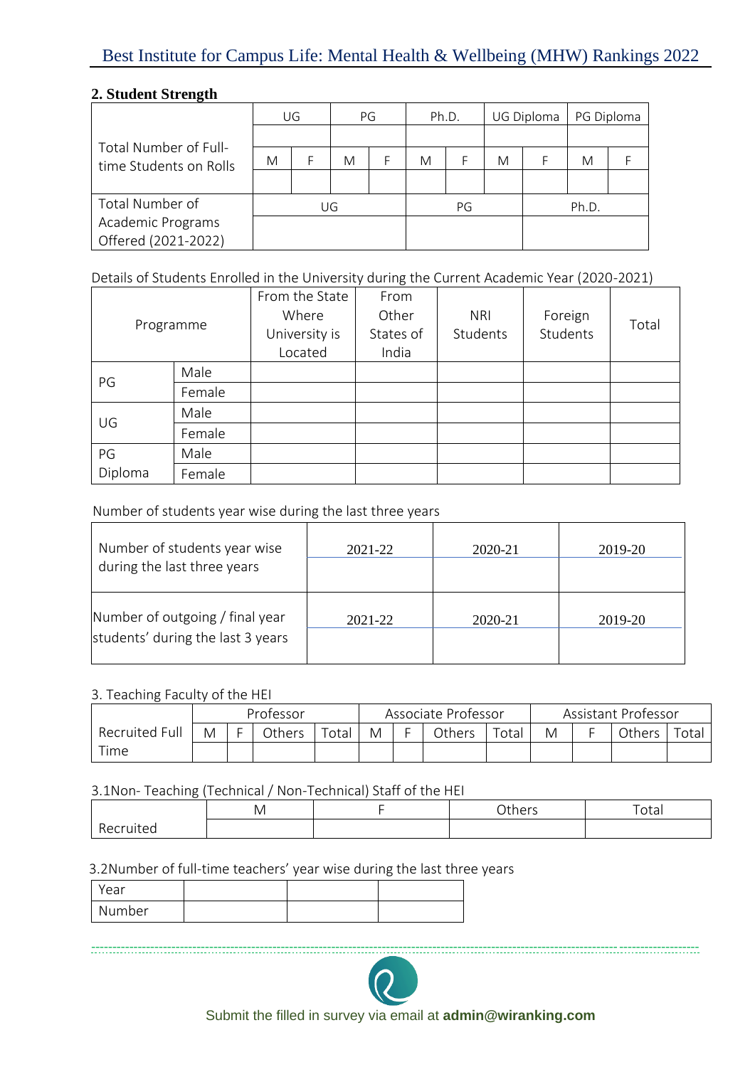## 2. Student Strength

| | UG | | PG | | Ph.D. | | UG Diploma | | PG Diploma | |
|---|---|---|---|---|---|---|---|---|---|---|
| Total Number of Full-time Students on Rolls | | | | | | | | | | |
| | M | F | M | F | M | F | M | F | M | F |
| | | | | | | | | | | |

| | UG | PG | Ph.D. |
|---|---|---|---|
| Total Number of Academic Programs Offered (2021-2022) | | | |

Details of Students Enrolled in the University during the Current Academic Year (2020-2021)

| Programme | | From the State Where University is Located | From Other States of India | NRI Students | Foreign Students | Total |
|---|---|---|---|---|---|---|
| PG | Male | | | | | |
| | Female | | | | | |
| UG | Male | | | | | |
| | Female | | | | | |
| PG Diploma | Male | | | | | |
| | Female | | | | | |

Number of students year wise during the last three years

| | | | |
|---|---|---|---|
| Number of students year wise during the last three years | 2021-22 | 2020-21 | 2019-20 |
| | | | |
| Number of outgoing / final year students' during the last 3 years | 2021-22 | 2020-21 | 2019-20 |
| | | | |

3. Teaching Faculty of the HEI

| | Professor | | | | Associate Professor | | | | Assistant Professor | | | |
|---|---|---|---|---|---|---|---|---|---|---|---|---|
| Recruited Full Time | M | F | Others | Total | M | F | Others | Total | M | F | Others | Total |
| | | | | | | | | | | | | |

3.1Non- Teaching (Technical / Non-Technical) Staff of the HEI

| | M | F | Others | Total |
|---|---|---|---|---|
| Recruited | | | | |

3.2Number of full-time teachers' year wise during the last three years

| Year | | | |
|---|---|---|---|
| Number | | | |

Submit the filled in survey via email at **admin@wiranking.com**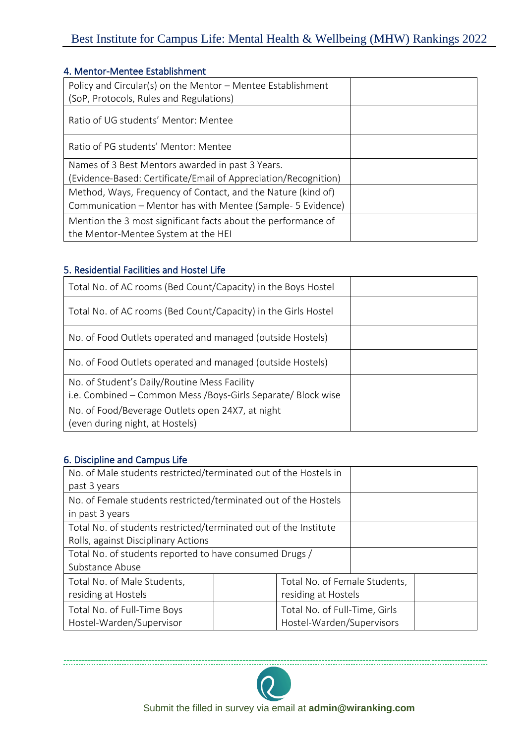### 4. Mentor-Mentee Establishment

| | |
|---|---|
| Policy and Circular(s) on the Mentor – Mentee Establishment (SoP, Protocols, Rules and Regulations) | |
| Ratio of UG students' Mentor: Mentee | |
| Ratio of PG students' Mentor: Mentee | |
| Names of 3 Best Mentors awarded in past 3 Years. (Evidence-Based: Certificate/Email of Appreciation/Recognition) | |
| Method, Ways, Frequency of Contact, and the Nature (kind of) Communication – Mentor has with Mentee (Sample- 5 Evidence) | |
| Mention the 3 most significant facts about the performance of the Mentor-Mentee System at the HEI | |

### 5. Residential Facilities and Hostel Life

| | |
|---|---|
| Total No. of AC rooms (Bed Count/Capacity) in the Boys Hostel | |
| Total No. of AC rooms (Bed Count/Capacity) in the Girls Hostel | |
| No. of Food Outlets operated and managed (outside Hostels) | |
| No. of Food Outlets operated and managed (outside Hostels) | |
| No. of Student's Daily/Routine Mess Facility i.e. Combined – Common Mess /Boys-Girls Separate/ Block wise | |
| No. of Food/Beverage Outlets open 24X7, at night (even during night, at Hostels) | |

### 6. Discipline and Campus Life

| | | | |
|---|---|---|---|
| No. of Male students restricted/terminated out of the Hostels in past 3 years | | | |
| No. of Female students restricted/terminated out of the Hostels in past 3 years | | | |
| Total No. of students restricted/terminated out of the Institute Rolls, against Disciplinary Actions | | | |
| Total No. of students reported to have consumed Drugs / Substance Abuse | | | |
| Total No. of Male Students, residing at Hostels | | Total No. of Female Students, residing at Hostels | |
| Total No. of Full-Time Boys Hostel-Warden/Supervisor | | Total No. of Full-Time, Girls Hostel-Warden/Supervisors | |

Submit the filled in survey via email at **admin@wiranking.com**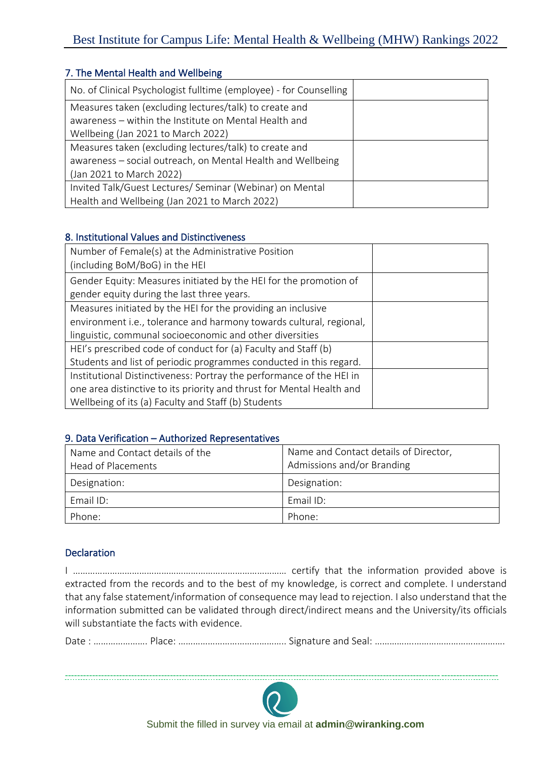## 7. The Mental Health and Wellbeing

| | |
|---|---|
| No. of Clinical Psychologist fulltime (employee) - for Counselling | |
| Measures taken (excluding lectures/talk) to create and awareness – within the Institute on Mental Health and Wellbeing (Jan 2021 to March 2022) | |
| Measures taken (excluding lectures/talk) to create and awareness – social outreach, on Mental Health and Wellbeing (Jan 2021 to March 2022) | |
| Invited Talk/Guest Lectures/ Seminar (Webinar) on Mental Health and Wellbeing (Jan 2021 to March 2022) | |

## 8. Institutional Values and Distinctiveness

| | |
|---|---|
| Number of Female(s) at the Administrative Position (including BoM/BoG) in the HEI | |
| Gender Equity: Measures initiated by the HEI for the promotion of gender equity during the last three years. | |
| Measures initiated by the HEI for the providing an inclusive environment i.e., tolerance and harmony towards cultural, regional, linguistic, communal socioeconomic and other diversities | |
| HEI's prescribed code of conduct for (a) Faculty and Staff (b) Students and list of periodic programmes conducted in this regard. | |
| Institutional Distinctiveness: Portray the performance of the HEI in one area distinctive to its priority and thrust for Mental Health and Wellbeing of its (a) Faculty and Staff (b) Students | |

## 9. Data Verification – Authorized Representatives

| | |
|---|---|
| Name and Contact details of the Head of Placements | Name and Contact details of Director, Admissions and/or Branding |
| Designation: | Designation: |
| Email ID: | Email ID: |
| Phone: | Phone: |

## Declaration

I ………………………………………………………………………… certify that the information provided above is extracted from the records and to the best of my knowledge, is correct and complete. I understand that any false statement/information of consequence may lead to rejection. I also understand that the information submitted can be validated through direct/indirect means and the University/its officials will substantiate the facts with evidence.

Date : …………………. Place: ……………………………………. Signature and Seal: ……………………………………………..

Submit the filled in survey via email at **admin@wiranking.com**